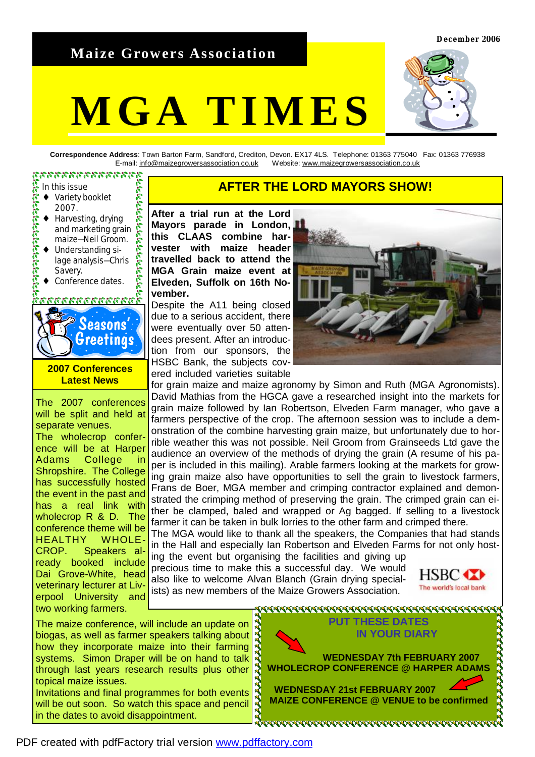December 2006

# Maize Growers Association

# MGA TIMES

**Correspondence Address**: Town Barton Farm, Sandford, Crediton, Devon. EX17 4LS. Telephone: 01363 775040 Fax: 01363 776938
E-mail: info@maizegrowersassociation.co.uk Website: www.maizegrowersassociation.co.uk

In this issue

- Variety booklet 2007.
- Harvesting, drying and marketing grain maize—Neil Groom.
- Understanding silage analysis—Chris Savery.
- Conference dates.

Seasons' Greetings

## AFTER THE LORD MAYORS SHOW!

**After a trial run at the Lord Mayors parade in London, this CLAAS combine harvester with maize header travelled back to attend the MGA Grain maize event at Elveden, Suffolk on 16th November.**

Despite the A11 being closed due to a serious accident, there were eventually over 50 attendees present. After an introduction from our sponsors, the HSBC Bank, the subjects covered included varieties suitable for grain maize and maize agronomy by Simon and Ruth (MGA Agronomists). David Mathias from the HGCA gave a researched insight into the markets for grain maize followed by Ian Robertson, Elveden Farm manager, who gave a farmers perspective of the crop. The afternoon session was to include a demonstration of the combine harvesting grain maize, but unfortunately due to horrible weather this was not possible. Neil Groom from Grainseeds Ltd gave the audience an overview of the methods of drying the grain (A resume of his paper is included in this mailing). Arable farmers looking at the markets for growing grain maize also have opportunities to sell the grain to livestock farmers, Frans de Boer, MGA member and crimping contractor explained and demonstrated the crimping method of preserving the grain. The crimped grain can either be clamped, baled and wrapped or Ag bagged. If selling to a livestock farmer it can be taken in bulk lorries to the other farm and crimped there.

The MGA would like to thank all the speakers, the Companies that had stands in the Hall and especially Ian Robertson and Elveden Farms for not only hosting the event but organising the facilities and giving up precious time to make this a successful day. We would also like to welcome Alvan Blanch (Grain drying specialists) as new members of the Maize Growers Association.

HSBC The world's local bank

## 2007 Conferences Latest News

The 2007 conferences will be split and held at separate venues.

The wholecrop conference will be at Harper Adams College in Shropshire. The College has successfully hosted the event in the past and has a real link with wholecrop R & D. The conference theme will be HEALTHY WHOLE-CROP. Speakers already booked include Dai Grove-White, head veterinary lecturer at Liverpool University and two working farmers.

The maize conference, will include an update on biogas, as well as farmer speakers talking about how they incorporate maize into their farming systems. Simon Draper will be on hand to talk through last years research results plus other topical maize issues.

Invitations and final programmes for both events will be out soon. So watch this space and pencil in the dates to avoid disappointment.

## PUT THESE DATES IN YOUR DIARY

**WEDNESDAY 7th FEBRUARY 2007**
**WHOLECROP CONFERENCE @ HARPER ADAMS**

**WEDNESDAY 21st FEBRUARY 2007**
**MAIZE CONFERENCE @ VENUE to be confirmed**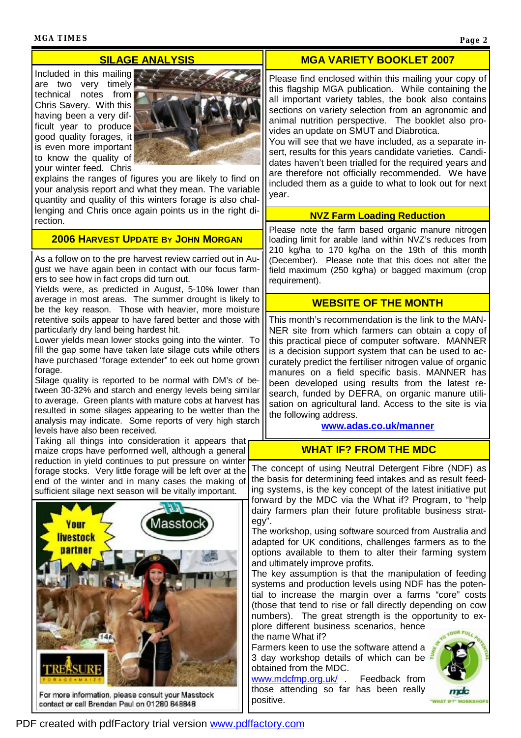## SILAGE ANALYSIS

Included in this mailing are two very timely technical notes from Chris Savery. With this having been a very difficult year to produce good quality forages, it is even more important to know the quality of your winter feed. Chris explains the ranges of figures you are likely to find on your analysis report and what they mean. The variable quantity and quality of this winters forage is also challenging and Chris once again points us in the right direction.

## 2006 HARVEST UPDATE BY JOHN MORGAN

As a follow on to the pre harvest review carried out in August we have again been in contact with our focus farmers to see how in fact crops did turn out.

Yields were, as predicted in August, 5-10% lower than average in most areas. The summer drought is likely to be the key reason. Those with heavier, more moisture retentive soils appear to have fared better and those with particularly dry land being hardest hit.

Lower yields mean lower stocks going into the winter. To fill the gap some have taken late silage cuts while others have purchased "forage extender" to eek out home grown forage.

Silage quality is reported to be normal with DM's of between 30-32% and starch and energy levels being similar to average. Green plants with mature cobs at harvest has resulted in some silages appearing to be wetter than the analysis may indicate. Some reports of very high starch levels have also been received.

Taking all things into consideration it appears that maize crops have performed well, although a general reduction in yield continues to put pressure on winter forage stocks. Very little forage will be left over at the end of the winter and in many cases the making of sufficient silage next season will be vitally important.

Your livestock partner

Masstock

TREASURE FORAGE • MAIZE

For more information, please consult your Masstock contact or call Brendan Paul on 01280 848848

## MGA VARIETY BOOKLET 2007

Please find enclosed within this mailing your copy of this flagship MGA publication. While containing the all important variety tables, the book also contains sections on variety selection from an agronomic and animal nutrition perspective. The booklet also provides an update on SMUT and Diabrotica.

You will see that we have included, as a separate insert, results for this years candidate varieties. Candidates haven't been trialled for the required years and are therefore not officially recommended. We have included them as a guide to what to look out for next year.

## NVZ Farm Loading Reduction

Please note the farm based organic manure nitrogen loading limit for arable land within NVZ's reduces from 210 kg/ha to 170 kg/ha on the 19th of this month (December). Please note that this does not alter the field maximum (250 kg/ha) or bagged maximum (crop requirement).

## WEBSITE OF THE MONTH

This month's recommendation is the link to the MANNER site from which farmers can obtain a copy of this practical piece of computer software. MANNER is a decision support system that can be used to accurately predict the fertiliser nitrogen value of organic manures on a field specific basis. MANNER has been developed using results from the latest research, funded by DEFRA, on organic manure utilisation on agricultural land. Access to the site is via the following address.

**www.adas.co.uk/manner**

## WHAT IF? FROM THE MDC

The concept of using Neutral Detergent Fibre (NDF) as the basis for determining feed intakes and as result feeding systems, is the key concept of the latest initiative put forward by the MDC via the What if? Program, to "help dairy farmers plan their future profitable business strategy".

The workshop, using software sourced from Australia and adapted for UK conditions, challenges farmers as to the options available to them to alter their farming system and ultimately improve profits.

The key assumption is that the manipulation of feeding systems and production levels using NDF has the potential to increase the margin over a farms "core" costs (those that tend to rise or fall directly depending on cow numbers). The great strength is the opportunity to explore different business scenarios, hence the name What if?

Farmers keen to use the software attend a 3 day workshop details of which can be obtained from the MDC.

www.mdcfmp.org.uk/ . Feedback from those attending so far has been really positive.

TUNE IN TO YOUR FULL POTENTIAL

mdc "WHAT IF?" WORKSHOPS